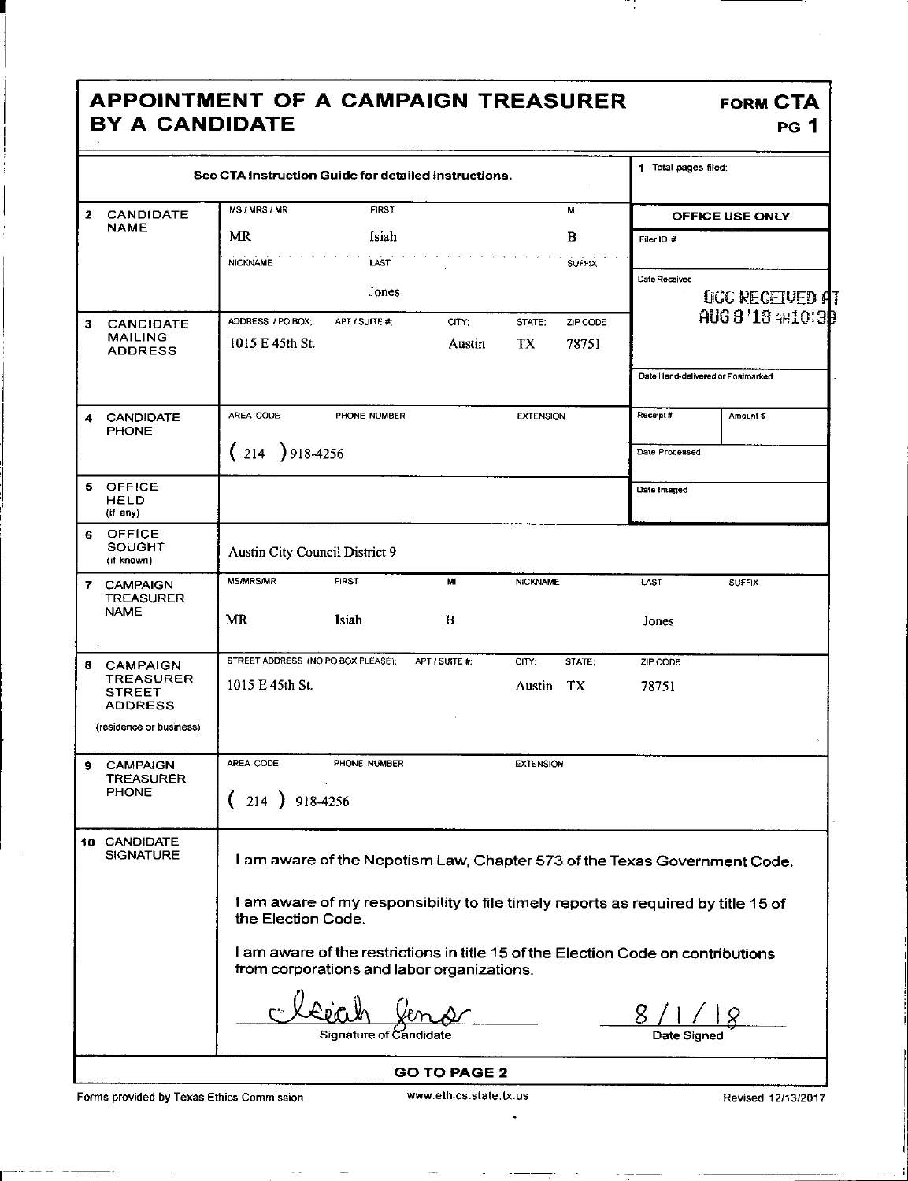# APPOINTMENT OF A CAMPAIGN TREASURER BY A CANDIDATE

**FORM CTA**
**PG 1**

See CTA Instruction Guide for detailed instructions.

**1** Total pages filed:

| | | |
|---|---|---|
| **2 CANDIDATE NAME** | MS / MRS / MR: MR; FIRST: Isiah; MI: B; NICKNAME: ; LAST: Jones; SUFFIX: | **OFFICE USE ONLY** Filer ID #: ; Date Received: OCC RECEIVED AT AUG 8 '18 AM10:39 |
| **3 CANDIDATE MAILING ADDRESS** | ADDRESS / PO BOX: 1015 E 45th St.; APT / SUITE #: ; CITY: Austin; STATE: TX; ZIP CODE: 78751 | Date Hand-delivered or Postmarked: |
| **4 CANDIDATE PHONE** | AREA CODE: ( 214 ); PHONE NUMBER: 918-4256; EXTENSION: | Receipt #: ; Amount $: ; Date Processed: |
| **5 OFFICE HELD** (if any) | | Date Imaged: |
| **6 OFFICE SOUGHT** (if known) | Austin City Council District 9 | |
| **7 CAMPAIGN TREASURER NAME** | MS/MRS/MR: MR; FIRST: Isiah; MI: B; NICKNAME: ; LAST: Jones; SUFFIX: | |
| **8 CAMPAIGN TREASURER STREET ADDRESS** (residence or business) | STREET ADDRESS (NO PO BOX PLEASE): 1015 E 45th St.; APT / SUITE #: ; CITY: Austin; STATE: TX; ZIP CODE: 78751 | |
| **9 CAMPAIGN TREASURER PHONE** | AREA CODE: ( 214 ); PHONE NUMBER: 918-4256; EXTENSION: | |

**10 CANDIDATE SIGNATURE**

I am aware of the Nepotism Law, Chapter 573 of the Texas Government Code.

I am aware of my responsibility to file timely reports as required by title 15 of the Election Code.

I am aware of the restrictions in title 15 of the Election Code on contributions from corporations and labor organizations.

Isiah Jones — Signature of Candidate

8 / 1 / 18 — Date Signed

**GO TO PAGE 2**

Forms provided by Texas Ethics Commission — www.ethics.state.tx.us — Revised 12/13/2017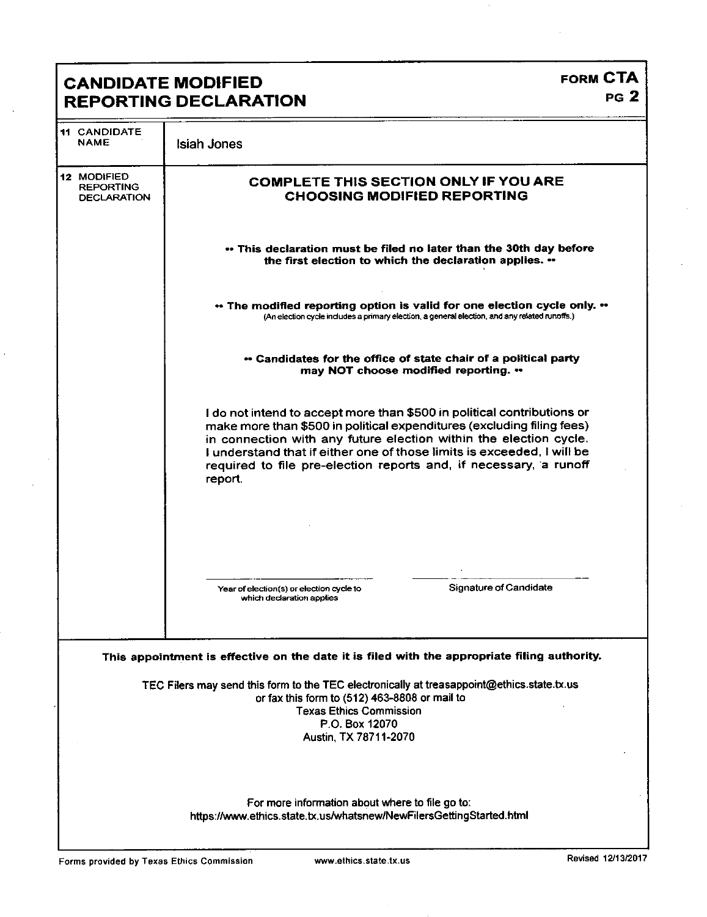# CANDIDATE MODIFIED REPORTING DECLARATION

**FORM CTA**
**PG 2**

| | |
|---|---|
| **11** CANDIDATE NAME | Isiah Jones |
| **12** MODIFIED REPORTING DECLARATION | **COMPLETE THIS SECTION ONLY IF YOU ARE CHOOSING MODIFIED REPORTING** |

**•• This declaration must be filed no later than the 30th day before the first election to which the declaration applies. ••**

**•• The modified reporting option is valid for one election cycle only. ••**
(An election cycle includes a primary election, a general election, and any related runoffs.)

**•• Candidates for the office of state chair of a political party may NOT choose modified reporting. ••**

I do not intend to accept more than $500 in political contributions or make more than $500 in political expenditures (excluding filing fees) in connection with any future election within the election cycle. I understand that if either one of those limits is exceeded, I will be required to file pre-election reports and, if necessary, a runoff report.

Year of election(s) or election cycle to which declaration applies

Signature of Candidate

**This appointment is effective on the date it is filed with the appropriate filing authority.**

TEC Filers may send this form to the TEC electronically at treasappoint@ethics.state.tx.us
or fax this form to (512) 463-8808 or mail to
Texas Ethics Commission
P.O. Box 12070
Austin, TX 78711-2070

For more information about where to file go to:
https://www.ethics.state.tx.us/whatsnew/NewFilersGettingStarted.html

Forms provided by Texas Ethics Commission www.ethics.state.tx.us Revised 12/13/2017